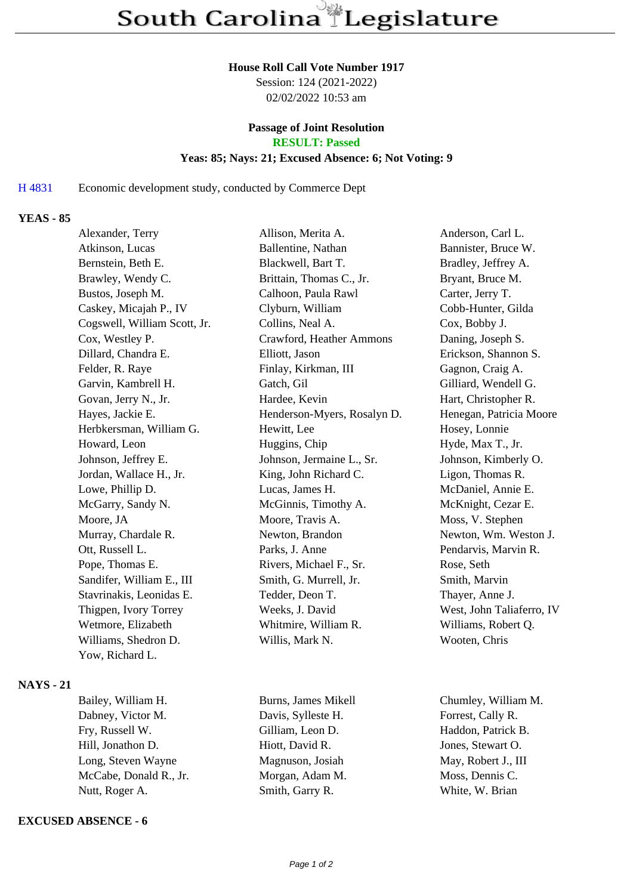# South Carolina Legislature

**House Roll Call Vote Number 1917**
Session: 124 (2021-2022)
02/02/2022 10:53 am

**Passage of Joint Resolution**
**RESULT: Passed**
**Yeas: 85; Nays: 21; Excused Absence: 6; Not Voting: 9**

H 4831 Economic development study, conducted by Commerce Dept

## YEAS - 85

Alexander, Terry
Allison, Merita A.
Anderson, Carl L.
Atkinson, Lucas
Ballentine, Nathan
Bannister, Bruce W.
Bernstein, Beth E.
Blackwell, Bart T.
Bradley, Jeffrey A.
Brawley, Wendy C.
Brittain, Thomas C., Jr.
Bryant, Bruce M.
Bustos, Joseph M.
Calhoon, Paula Rawl
Carter, Jerry T.
Caskey, Micajah P., IV
Clyburn, William
Cobb-Hunter, Gilda
Cogswell, William Scott, Jr.
Collins, Neal A.
Cox, Bobby J.
Cox, Westley P.
Crawford, Heather Ammons
Daning, Joseph S.
Dillard, Chandra E.
Elliott, Jason
Erickson, Shannon S.
Felder, R. Raye
Finlay, Kirkman, III
Gagnon, Craig A.
Garvin, Kambrell H.
Gatch, Gil
Gilliard, Wendell G.
Govan, Jerry N., Jr.
Hardee, Kevin
Hart, Christopher R.
Hayes, Jackie E.
Henderson-Myers, Rosalyn D.
Henegan, Patricia Moore
Herbkersman, William G.
Hewitt, Lee
Hosey, Lonnie
Howard, Leon
Huggins, Chip
Hyde, Max T., Jr.
Johnson, Jeffrey E.
Johnson, Jermaine L., Sr.
Johnson, Kimberly O.
Jordan, Wallace H., Jr.
King, John Richard C.
Ligon, Thomas R.
Lowe, Phillip D.
Lucas, James H.
McDaniel, Annie E.
McGarry, Sandy N.
McGinnis, Timothy A.
McKnight, Cezar E.
Moore, JA
Moore, Travis A.
Moss, V. Stephen
Murray, Chardale R.
Newton, Brandon
Newton, Wm. Weston J.
Ott, Russell L.
Parks, J. Anne
Pendarvis, Marvin R.
Pope, Thomas E.
Rivers, Michael F., Sr.
Rose, Seth
Sandifer, William E., III
Smith, G. Murrell, Jr.
Smith, Marvin
Stavrinakis, Leonidas E.
Tedder, Deon T.
Thayer, Anne J.
Thigpen, Ivory Torrey
Weeks, J. David
West, John Taliaferro, IV
Wetmore, Elizabeth
Whitmire, William R.
Williams, Robert Q.
Williams, Shedron D.
Willis, Mark N.
Wooten, Chris
Yow, Richard L.

## NAYS - 21

Bailey, William H.
Burns, James Mikell
Chumley, William M.
Dabney, Victor M.
Davis, Sylleste H.
Forrest, Cally R.
Fry, Russell W.
Gilliam, Leon D.
Haddon, Patrick B.
Hill, Jonathon D.
Hiott, David R.
Jones, Stewart O.
Long, Steven Wayne
Magnuson, Josiah
May, Robert J., III
McCabe, Donald R., Jr.
Morgan, Adam M.
Moss, Dennis C.
Nutt, Roger A.
Smith, Garry R.
White, W. Brian

## EXCUSED ABSENCE - 6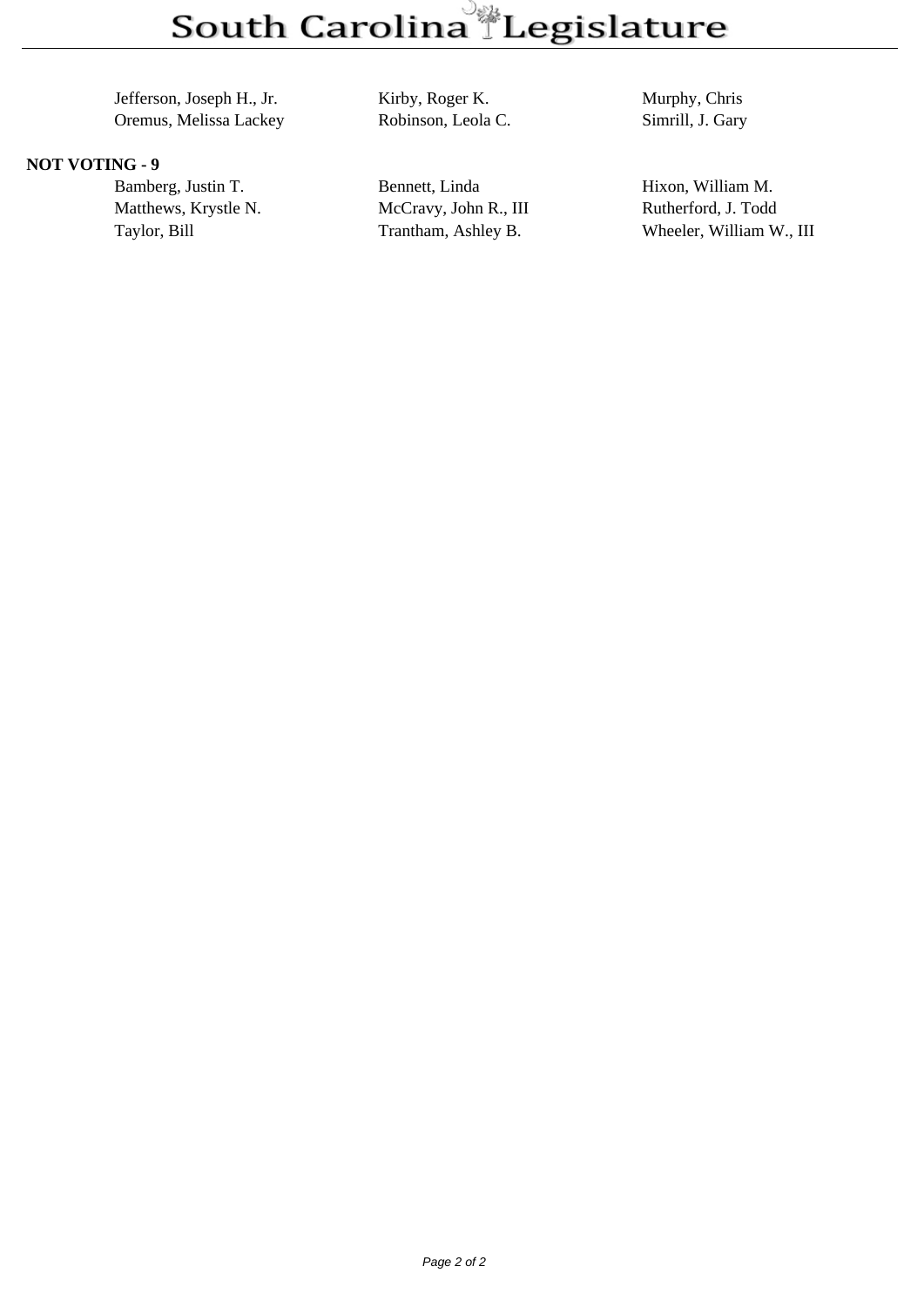| | | |
|---|---|---|
| Jefferson, Joseph H., Jr. | Kirby, Roger K. | Murphy, Chris |
| Oremus, Melissa Lackey | Robinson, Leola C. | Simrill, J. Gary |

**NOT VOTING - 9**

| | | |
|---|---|---|
| Bamberg, Justin T. | Bennett, Linda | Hixon, William M. |
| Matthews, Krystle N. | McCravy, John R., III | Rutherford, J. Todd |
| Taylor, Bill | Trantham, Ashley B. | Wheeler, William W., III |